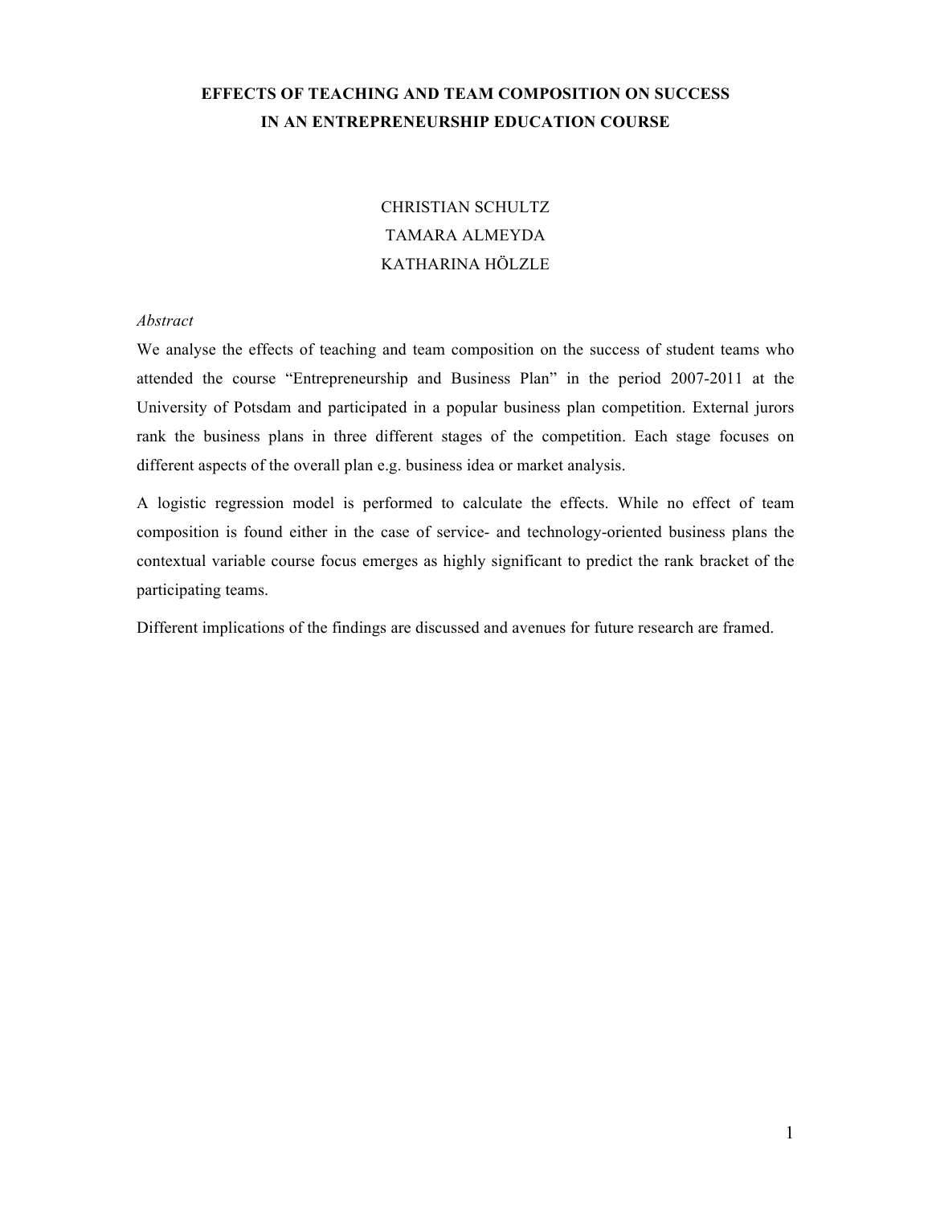# EFFECTS OF TEACHING AND TEAM COMPOSITION ON SUCCESS IN AN ENTREPRENEURSHIP EDUCATION COURSE

CHRISTIAN SCHULTZ
TAMARA ALMEYDA
KATHARINA HÖLZLE

*Abstract*

We analyse the effects of teaching and team composition on the success of student teams who attended the course "Entrepreneurship and Business Plan" in the period 2007-2011 at the University of Potsdam and participated in a popular business plan competition. External jurors rank the business plans in three different stages of the competition. Each stage focuses on different aspects of the overall plan e.g. business idea or market analysis.

A logistic regression model is performed to calculate the effects. While no effect of team composition is found either in the case of service- and technology-oriented business plans the contextual variable course focus emerges as highly significant to predict the rank bracket of the participating teams.

Different implications of the findings are discussed and avenues for future research are framed.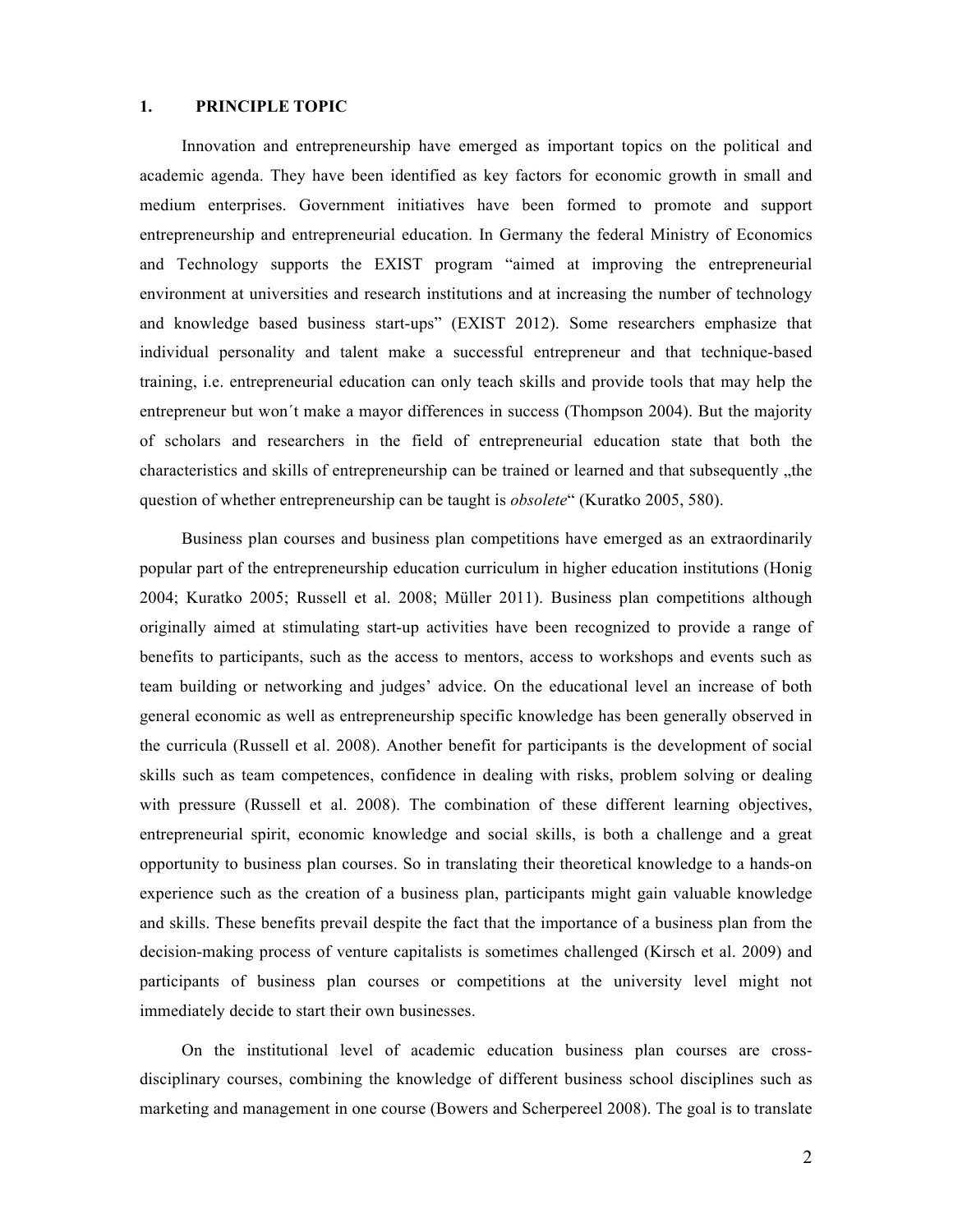## 1. PRINCIPLE TOPIC

Innovation and entrepreneurship have emerged as important topics on the political and academic agenda. They have been identified as key factors for economic growth in small and medium enterprises. Government initiatives have been formed to promote and support entrepreneurship and entrepreneurial education. In Germany the federal Ministry of Economics and Technology supports the EXIST program "aimed at improving the entrepreneurial environment at universities and research institutions and at increasing the number of technology and knowledge based business start-ups" (EXIST 2012). Some researchers emphasize that individual personality and talent make a successful entrepreneur and that technique-based training, i.e. entrepreneurial education can only teach skills and provide tools that may help the entrepreneur but won´t make a mayor differences in success (Thompson 2004). But the majority of scholars and researchers in the field of entrepreneurial education state that both the characteristics and skills of entrepreneurship can be trained or learned and that subsequently „the question of whether entrepreneurship can be taught is *obsolete*" (Kuratko 2005, 580).

Business plan courses and business plan competitions have emerged as an extraordinarily popular part of the entrepreneurship education curriculum in higher education institutions (Honig 2004; Kuratko 2005; Russell et al. 2008; Müller 2011). Business plan competitions although originally aimed at stimulating start-up activities have been recognized to provide a range of benefits to participants, such as the access to mentors, access to workshops and events such as team building or networking and judges' advice. On the educational level an increase of both general economic as well as entrepreneurship specific knowledge has been generally observed in the curricula (Russell et al. 2008). Another benefit for participants is the development of social skills such as team competences, confidence in dealing with risks, problem solving or dealing with pressure (Russell et al. 2008). The combination of these different learning objectives, entrepreneurial spirit, economic knowledge and social skills, is both a challenge and a great opportunity to business plan courses. So in translating their theoretical knowledge to a hands-on experience such as the creation of a business plan, participants might gain valuable knowledge and skills. These benefits prevail despite the fact that the importance of a business plan from the decision-making process of venture capitalists is sometimes challenged (Kirsch et al. 2009) and participants of business plan courses or competitions at the university level might not immediately decide to start their own businesses.

On the institutional level of academic education business plan courses are cross-disciplinary courses, combining the knowledge of different business school disciplines such as marketing and management in one course (Bowers and Scherpereel 2008). The goal is to translate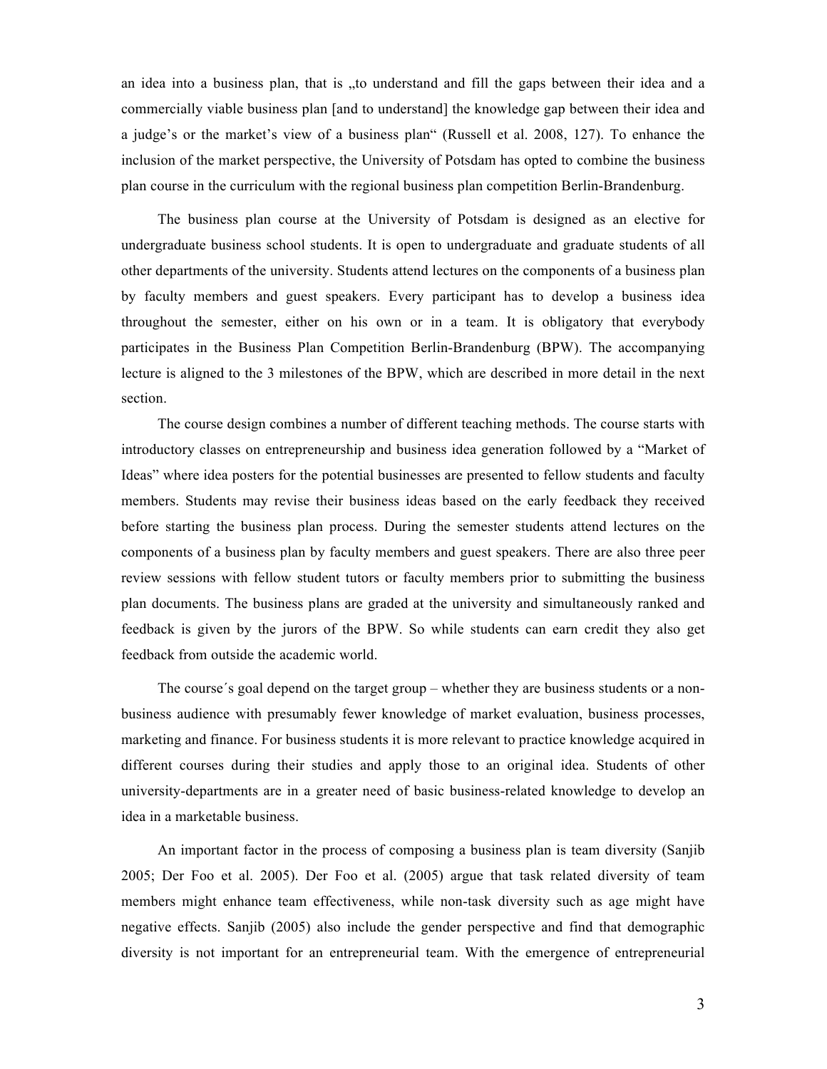an idea into a business plan, that is „to understand and fill the gaps between their idea and a commercially viable business plan [and to understand] the knowledge gap between their idea and a judge's or the market's view of a business plan" (Russell et al. 2008, 127). To enhance the inclusion of the market perspective, the University of Potsdam has opted to combine the business plan course in the curriculum with the regional business plan competition Berlin-Brandenburg.

The business plan course at the University of Potsdam is designed as an elective for undergraduate business school students. It is open to undergraduate and graduate students of all other departments of the university. Students attend lectures on the components of a business plan by faculty members and guest speakers. Every participant has to develop a business idea throughout the semester, either on his own or in a team. It is obligatory that everybody participates in the Business Plan Competition Berlin-Brandenburg (BPW). The accompanying lecture is aligned to the 3 milestones of the BPW, which are described in more detail in the next section.

The course design combines a number of different teaching methods. The course starts with introductory classes on entrepreneurship and business idea generation followed by a "Market of Ideas" where idea posters for the potential businesses are presented to fellow students and faculty members. Students may revise their business ideas based on the early feedback they received before starting the business plan process. During the semester students attend lectures on the components of a business plan by faculty members and guest speakers. There are also three peer review sessions with fellow student tutors or faculty members prior to submitting the business plan documents. The business plans are graded at the university and simultaneously ranked and feedback is given by the jurors of the BPW. So while students can earn credit they also get feedback from outside the academic world.

The course´s goal depend on the target group – whether they are business students or a non-business audience with presumably fewer knowledge of market evaluation, business processes, marketing and finance. For business students it is more relevant to practice knowledge acquired in different courses during their studies and apply those to an original idea. Students of other university-departments are in a greater need of basic business-related knowledge to develop an idea in a marketable business.

An important factor in the process of composing a business plan is team diversity (Sanjib 2005; Der Foo et al. 2005). Der Foo et al. (2005) argue that task related diversity of team members might enhance team effectiveness, while non-task diversity such as age might have negative effects. Sanjib (2005) also include the gender perspective and find that demographic diversity is not important for an entrepreneurial team. With the emergence of entrepreneurial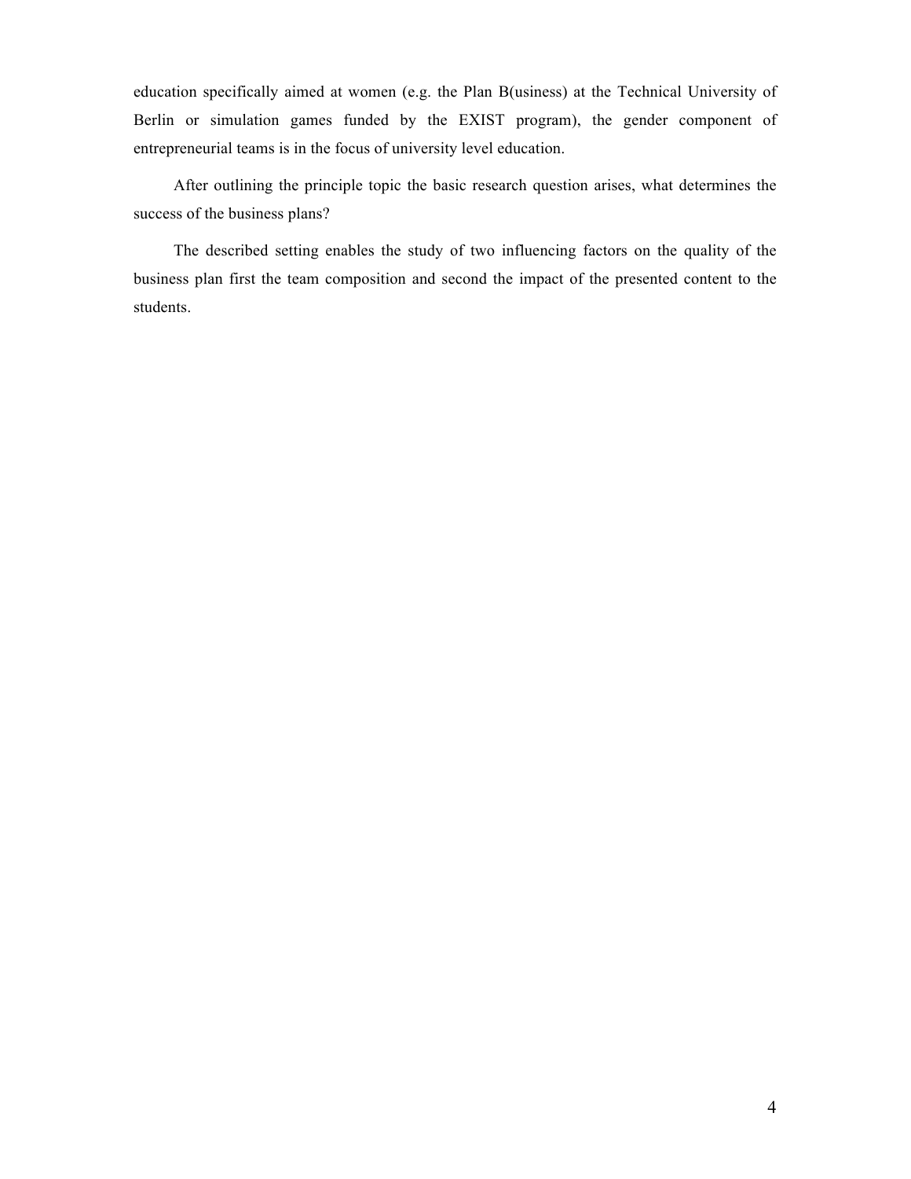education specifically aimed at women (e.g. the Plan B(usiness) at the Technical University of Berlin or simulation games funded by the EXIST program), the gender component of entrepreneurial teams is in the focus of university level education.

After outlining the principle topic the basic research question arises, what determines the success of the business plans?

The described setting enables the study of two influencing factors on the quality of the business plan first the team composition and second the impact of the presented content to the students.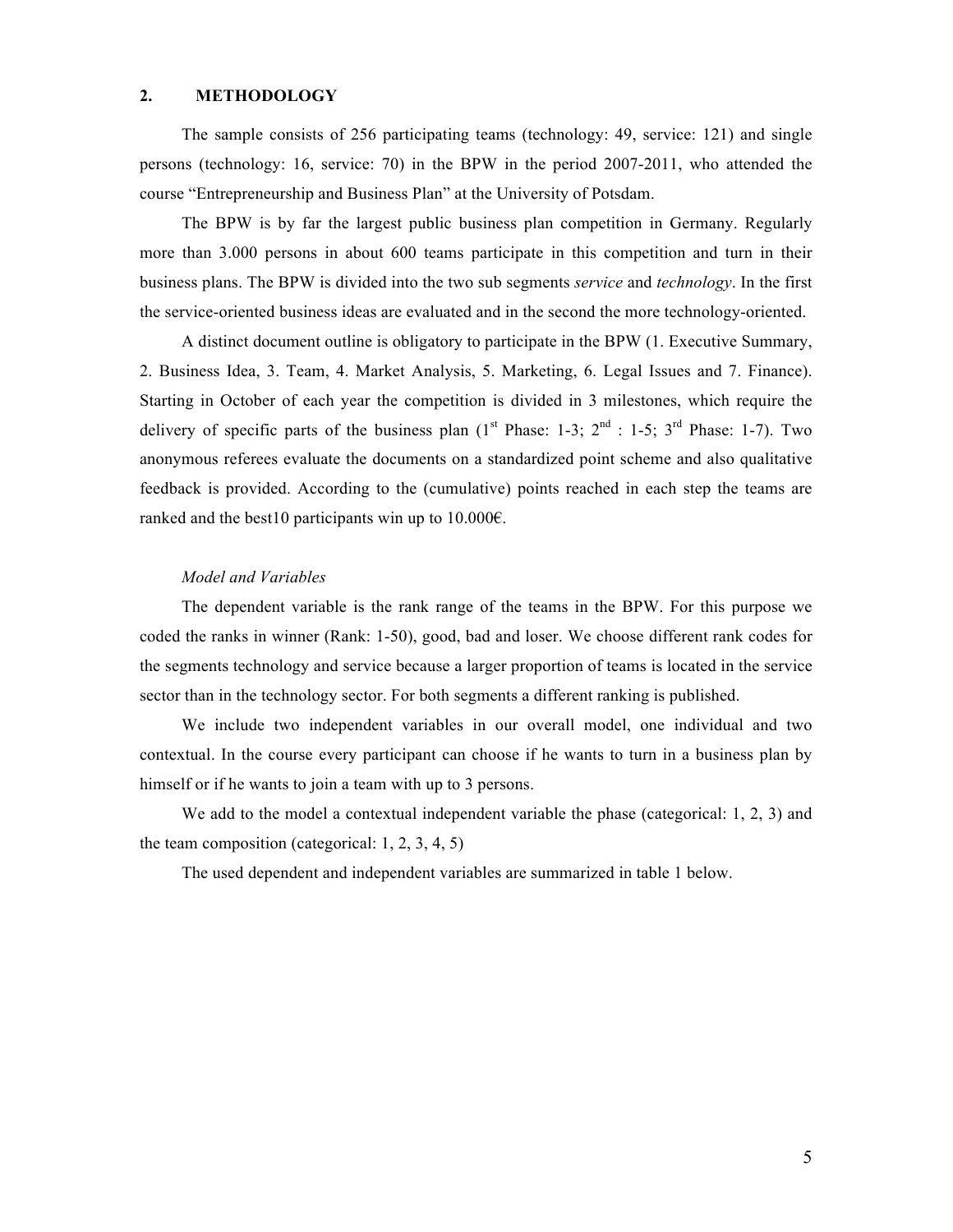## 2. METHODOLOGY

The sample consists of 256 participating teams (technology: 49, service: 121) and single persons (technology: 16, service: 70) in the BPW in the period 2007-2011, who attended the course "Entrepreneurship and Business Plan" at the University of Potsdam.

The BPW is by far the largest public business plan competition in Germany. Regularly more than 3.000 persons in about 600 teams participate in this competition and turn in their business plans. The BPW is divided into the two sub segments *service* and *technology*. In the first the service-oriented business ideas are evaluated and in the second the more technology-oriented.

A distinct document outline is obligatory to participate in the BPW (1. Executive Summary, 2. Business Idea, 3. Team, 4. Market Analysis, 5. Marketing, 6. Legal Issues and 7. Finance). Starting in October of each year the competition is divided in 3 milestones, which require the delivery of specific parts of the business plan (1st Phase: 1-3; 2nd : 1-5; 3rd Phase: 1-7). Two anonymous referees evaluate the documents on a standardized point scheme and also qualitative feedback is provided. According to the (cumulative) points reached in each step the teams are ranked and the best10 participants win up to 10.000€.

*Model and Variables*

The dependent variable is the rank range of the teams in the BPW. For this purpose we coded the ranks in winner (Rank: 1-50), good, bad and loser. We choose different rank codes for the segments technology and service because a larger proportion of teams is located in the service sector than in the technology sector. For both segments a different ranking is published.

We include two independent variables in our overall model, one individual and two contextual. In the course every participant can choose if he wants to turn in a business plan by himself or if he wants to join a team with up to 3 persons.

We add to the model a contextual independent variable the phase (categorical: 1, 2, 3) and the team composition (categorical: 1, 2, 3, 4, 5)

The used dependent and independent variables are summarized in table 1 below.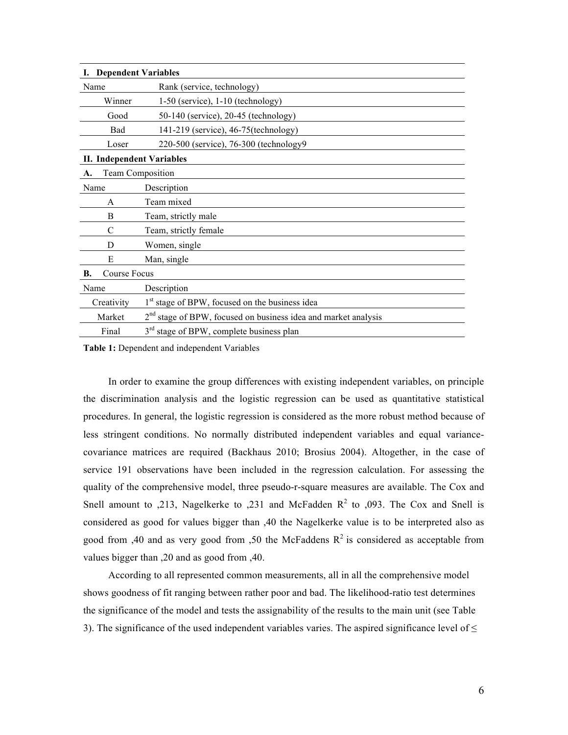| **I. Dependent Variables** | |
|---|---|
| Name | Rank (service, technology) |
| Winner | 1-50 (service), 1-10 (technology) |
| Good | 50-140 (service), 20-45 (technology) |
| Bad | 141-219 (service), 46-75(technology) |
| Loser | 220-500 (service), 76-300 (technology9 |
| **II. Independent Variables** | |
| **A.** Team Composition | |
| Name | Description |
| A | Team mixed |
| B | Team, strictly male |
| C | Team, strictly female |
| D | Women, single |
| E | Man, single |
| **B.** Course Focus | |
| Name | Description |
| Creativity | 1st stage of BPW, focused on the business idea |
| Market | 2nd stage of BPW, focused on business idea and market analysis |
| Final | 3rd stage of BPW, complete business plan |

**Table 1:** Dependent and independent Variables

In order to examine the group differences with existing independent variables, on principle the discrimination analysis and the logistic regression can be used as quantitative statistical procedures. In general, the logistic regression is considered as the more robust method because of less stringent conditions. No normally distributed independent variables and equal variance-covariance matrices are required (Backhaus 2010; Brosius 2004). Altogether, in the case of service 191 observations have been included in the regression calculation. For assessing the quality of the comprehensive model, three pseudo-r-square measures are available. The Cox and Snell amount to ,213, Nagelkerke to ,231 and McFadden $R^2$ to ,093. The Cox and Snell is considered as good for values bigger than ,40 the Nagelkerke value is to be interpreted also as good from ,40 and as very good from ,50 the McFaddens $R^2$ is considered as acceptable from values bigger than ,20 and as good from ,40.

According to all represented common measurements, all in all the comprehensive model shows goodness of fit ranging between rather poor and bad. The likelihood-ratio test determines the significance of the model and tests the assignability of the results to the main unit (see Table 3). The significance of the used independent variables varies. The aspired significance level of ≤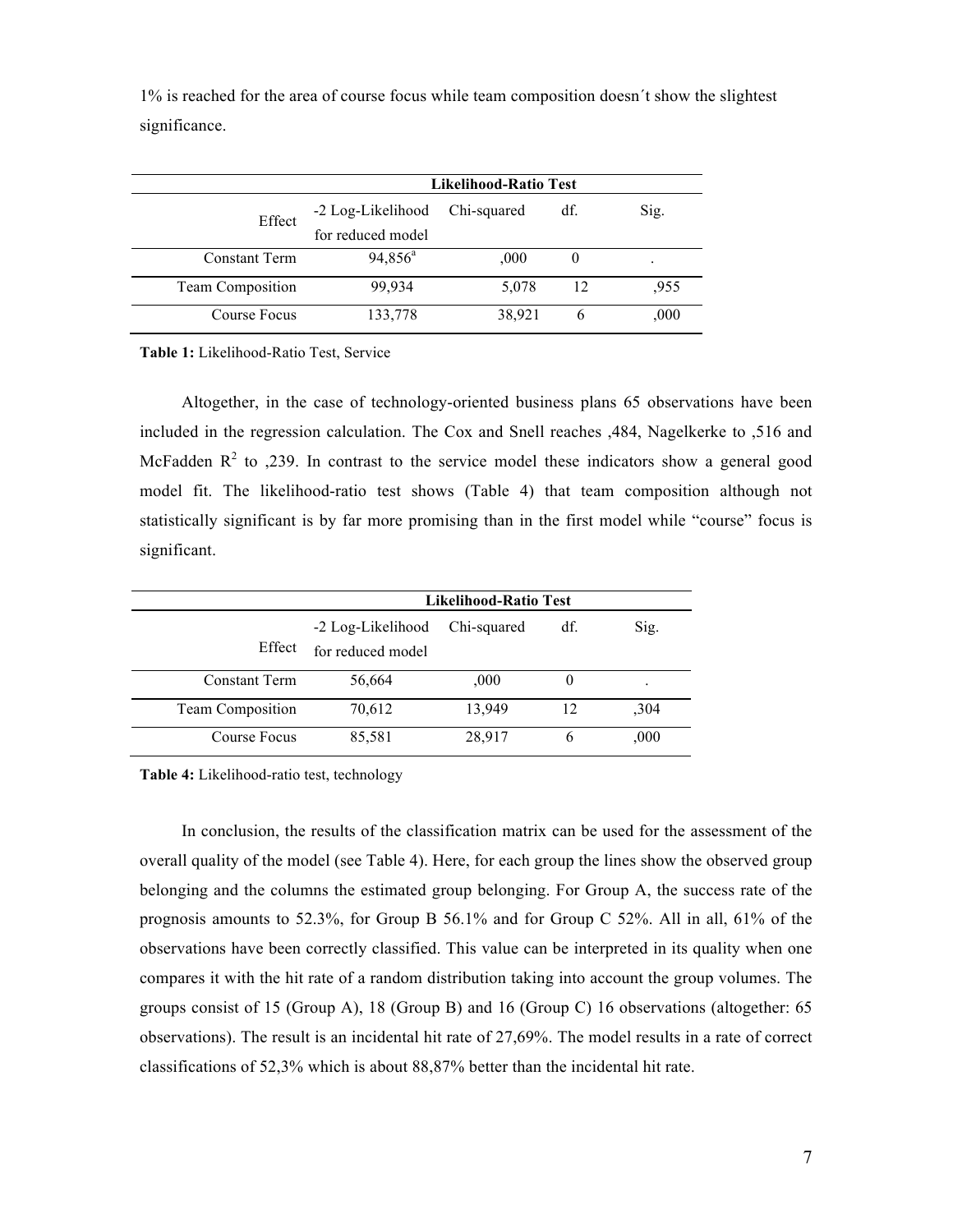1% is reached for the area of course focus while team composition doesn´t show the slightest significance.

| Effect | Likelihood-Ratio Test | | | |
|---|---|---|---|---|
| | -2 Log-Likelihood for reduced model | Chi-squared | df. | Sig. |
| Constant Term | 94,856[a] | ,000 | 0 | . |
| Team Composition | 99,934 | 5,078 | 12 | ,955 |
| Course Focus | 133,778 | 38,921 | 6 | ,000 |

**Table 1:** Likelihood-Ratio Test, Service

Altogether, in the case of technology-oriented business plans 65 observations have been included in the regression calculation. The Cox and Snell reaches ,484, Nagelkerke to ,516 and McFadden $R^2$ to ,239. In contrast to the service model these indicators show a general good model fit. The likelihood-ratio test shows (Table 4) that team composition although not statistically significant is by far more promising than in the first model while "course" focus is significant.

| Effect | Likelihood-Ratio Test | | | |
|---|---|---|---|---|
| | -2 Log-Likelihood for reduced model | Chi-squared | df. | Sig. |
| Constant Term | 56,664 | ,000 | 0 | . |
| Team Composition | 70,612 | 13,949 | 12 | ,304 |
| Course Focus | 85,581 | 28,917 | 6 | ,000 |

**Table 4:** Likelihood-ratio test, technology

In conclusion, the results of the classification matrix can be used for the assessment of the overall quality of the model (see Table 4). Here, for each group the lines show the observed group belonging and the columns the estimated group belonging. For Group A, the success rate of the prognosis amounts to 52.3%, for Group B 56.1% and for Group C 52%. All in all, 61% of the observations have been correctly classified. This value can be interpreted in its quality when one compares it with the hit rate of a random distribution taking into account the group volumes. The groups consist of 15 (Group A), 18 (Group B) and 16 (Group C) 16 observations (altogether: 65 observations). The result is an incidental hit rate of 27,69%. The model results in a rate of correct classifications of 52,3% which is about 88,87% better than the incidental hit rate.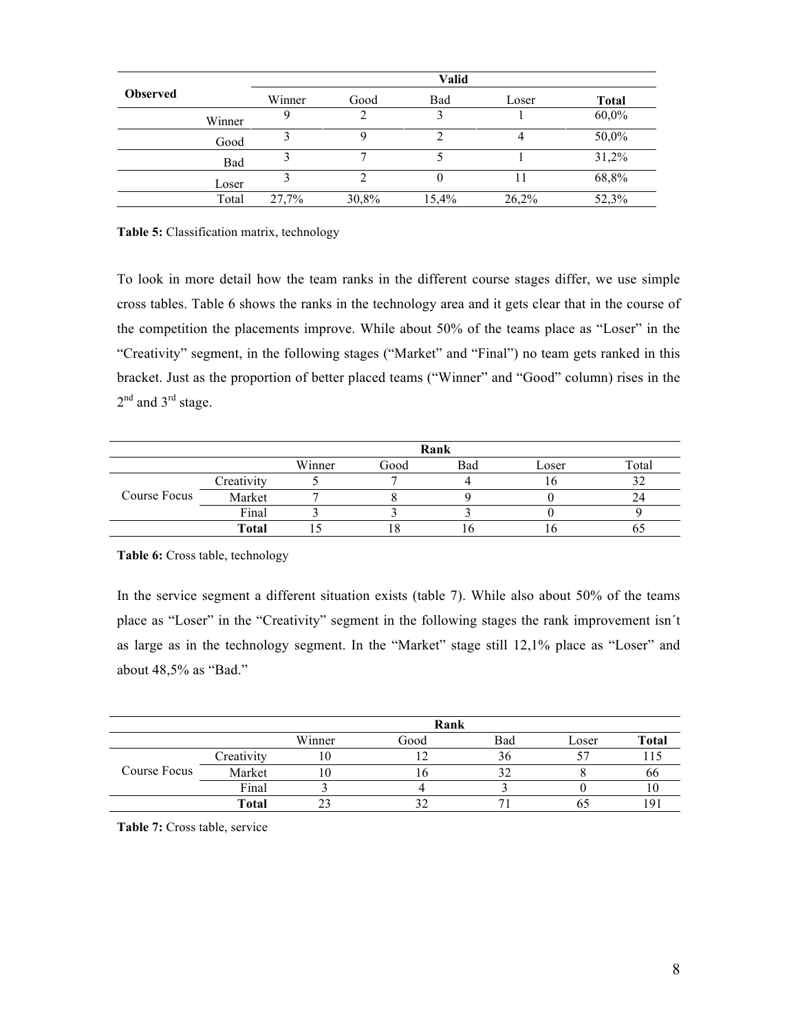| Observed | | Valid | | | | |
|---|---|---|---|---|---|---|
| | | Winner | Good | Bad | Loser | **Total** |
| | Winner | 9 | 2 | 3 | 1 | 60,0% |
| | Good | 3 | 9 | 2 | 4 | 50,0% |
| | Bad | 3 | 7 | 5 | 1 | 31,2% |
| | Loser | 3 | 2 | 0 | 11 | 68,8% |
| | Total | 27,7% | 30,8% | 15,4% | 26,2% | 52,3% |

**Table 5:** Classification matrix, technology

To look in more detail how the team ranks in the different course stages differ, we use simple cross tables. Table 6 shows the ranks in the technology area and it gets clear that in the course of the competition the placements improve. While about 50% of the teams place as "Loser" in the "Creativity" segment, in the following stages ("Market" and "Final") no team gets ranked in this bracket. Just as the proportion of better placed teams ("Winner" and "Good" column) rises in the 2nd and 3rd stage.

| | | Rank | | | | |
|---|---|---|---|---|---|---|
| | | Winner | Good | Bad | Loser | Total |
| Course Focus | Creativity | 5 | 7 | 4 | 16 | 32 |
| | Market | 7 | 8 | 9 | 0 | 24 |
| | Final | 3 | 3 | 3 | 0 | 9 |
| | **Total** | 15 | 18 | 16 | 16 | 65 |

**Table 6:** Cross table, technology

In the service segment a different situation exists (table 7). While also about 50% of the teams place as "Loser" in the "Creativity" segment in the following stages the rank improvement isn´t as large as in the technology segment. In the "Market" stage still 12,1% place as "Loser" and about 48,5% as "Bad."

| | | Rank | | | | |
|---|---|---|---|---|---|---|
| | | Winner | Good | Bad | Loser | **Total** |
| Course Focus | Creativity | 10 | 12 | 36 | 57 | 115 |
| | Market | 10 | 16 | 32 | 8 | 66 |
| | Final | 3 | 4 | 3 | 0 | 10 |
| | **Total** | 23 | 32 | 71 | 65 | 191 |

**Table 7:** Cross table, service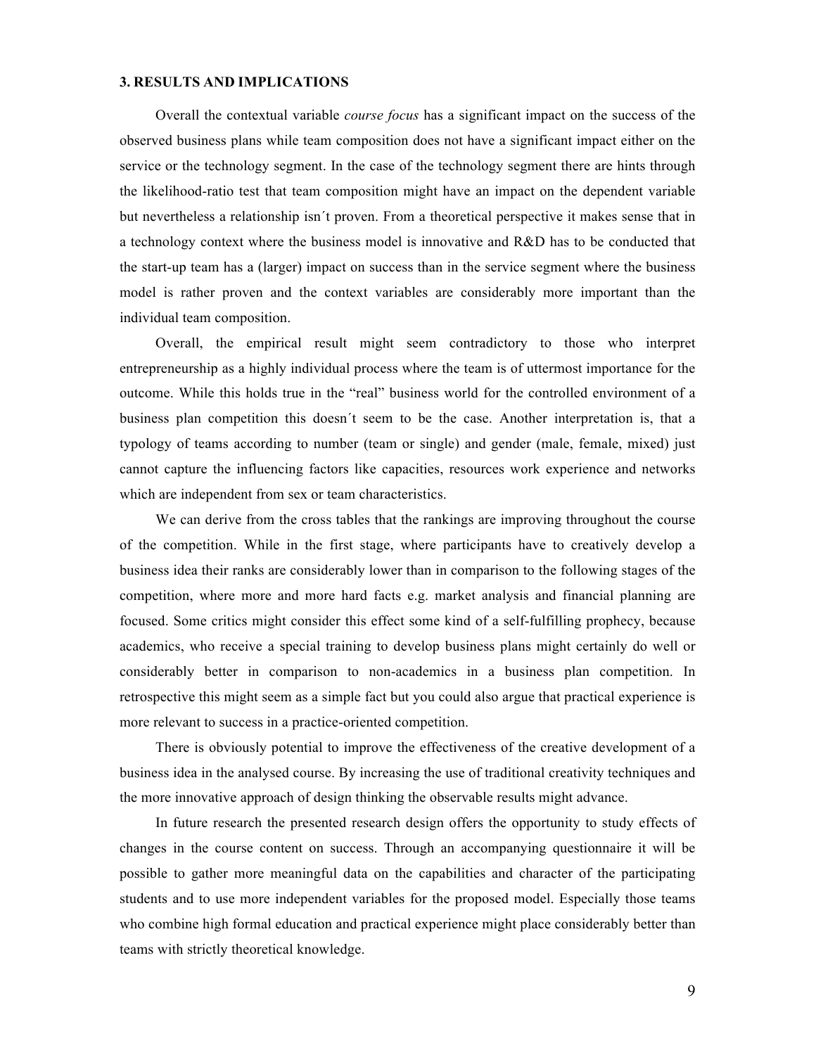### 3. RESULTS AND IMPLICATIONS

Overall the contextual variable *course focus* has a significant impact on the success of the observed business plans while team composition does not have a significant impact either on the service or the technology segment. In the case of the technology segment there are hints through the likelihood-ratio test that team composition might have an impact on the dependent variable but nevertheless a relationship isn´t proven. From a theoretical perspective it makes sense that in a technology context where the business model is innovative and R&D has to be conducted that the start-up team has a (larger) impact on success than in the service segment where the business model is rather proven and the context variables are considerably more important than the individual team composition.

Overall, the empirical result might seem contradictory to those who interpret entrepreneurship as a highly individual process where the team is of uttermost importance for the outcome. While this holds true in the "real" business world for the controlled environment of a business plan competition this doesn´t seem to be the case. Another interpretation is, that a typology of teams according to number (team or single) and gender (male, female, mixed) just cannot capture the influencing factors like capacities, resources work experience and networks which are independent from sex or team characteristics.

We can derive from the cross tables that the rankings are improving throughout the course of the competition. While in the first stage, where participants have to creatively develop a business idea their ranks are considerably lower than in comparison to the following stages of the competition, where more and more hard facts e.g. market analysis and financial planning are focused. Some critics might consider this effect some kind of a self-fulfilling prophecy, because academics, who receive a special training to develop business plans might certainly do well or considerably better in comparison to non-academics in a business plan competition. In retrospective this might seem as a simple fact but you could also argue that practical experience is more relevant to success in a practice-oriented competition.

There is obviously potential to improve the effectiveness of the creative development of a business idea in the analysed course. By increasing the use of traditional creativity techniques and the more innovative approach of design thinking the observable results might advance.

In future research the presented research design offers the opportunity to study effects of changes in the course content on success. Through an accompanying questionnaire it will be possible to gather more meaningful data on the capabilities and character of the participating students and to use more independent variables for the proposed model. Especially those teams who combine high formal education and practical experience might place considerably better than teams with strictly theoretical knowledge.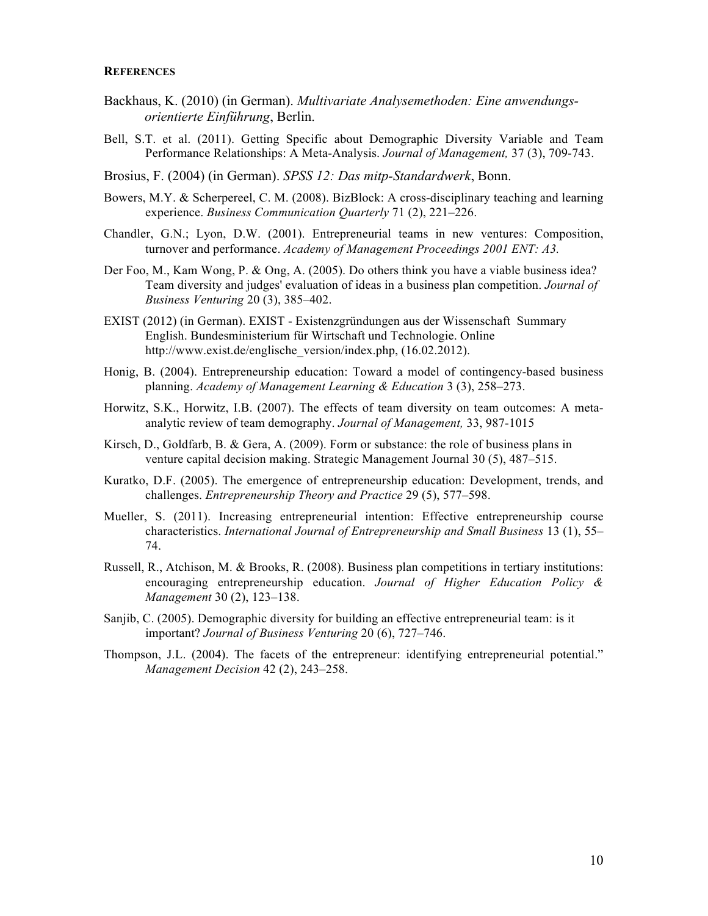## REFERENCES

Backhaus, K. (2010) (in German). *Multivariate Analysemethoden: Eine anwendungs-orientierte Einführung*, Berlin.

Bell, S.T. et al. (2011). Getting Specific about Demographic Diversity Variable and Team Performance Relationships: A Meta-Analysis. *Journal of Management,* 37 (3), 709-743.

Brosius, F. (2004) (in German). *SPSS 12: Das mitp-Standardwerk*, Bonn.

Bowers, M.Y. & Scherpereel, C. M. (2008). BizBlock: A cross-disciplinary teaching and learning experience. *Business Communication Quarterly* 71 (2), 221–226.

Chandler, G.N.; Lyon, D.W. (2001). Entrepreneurial teams in new ventures: Composition, turnover and performance. *Academy of Management Proceedings 2001 ENT: A3.*

Der Foo, M., Kam Wong, P. & Ong, A. (2005). Do others think you have a viable business idea? Team diversity and judges' evaluation of ideas in a business plan competition. *Journal of Business Venturing* 20 (3), 385–402.

EXIST (2012) (in German). EXIST - Existenzgründungen aus der Wissenschaft Summary English. Bundesministerium für Wirtschaft und Technologie. Online http://www.exist.de/englische_version/index.php, (16.02.2012).

Honig, B. (2004). Entrepreneurship education: Toward a model of contingency-based business planning. *Academy of Management Learning & Education* 3 (3), 258–273.

Horwitz, S.K., Horwitz, I.B. (2007). The effects of team diversity on team outcomes: A meta-analytic review of team demography. *Journal of Management,* 33, 987-1015

Kirsch, D., Goldfarb, B. & Gera, A. (2009). Form or substance: the role of business plans in venture capital decision making. Strategic Management Journal 30 (5), 487–515.

Kuratko, D.F. (2005). The emergence of entrepreneurship education: Development, trends, and challenges. *Entrepreneurship Theory and Practice* 29 (5), 577–598.

Mueller, S. (2011). Increasing entrepreneurial intention: Effective entrepreneurship course characteristics. *International Journal of Entrepreneurship and Small Business* 13 (1), 55–74.

Russell, R., Atchison, M. & Brooks, R. (2008). Business plan competitions in tertiary institutions: encouraging entrepreneurship education. *Journal of Higher Education Policy & Management* 30 (2), 123–138.

Sanjib, C. (2005). Demographic diversity for building an effective entrepreneurial team: is it important? *Journal of Business Venturing* 20 (6), 727–746.

Thompson, J.L. (2004). The facets of the entrepreneur: identifying entrepreneurial potential." *Management Decision* 42 (2), 243–258.